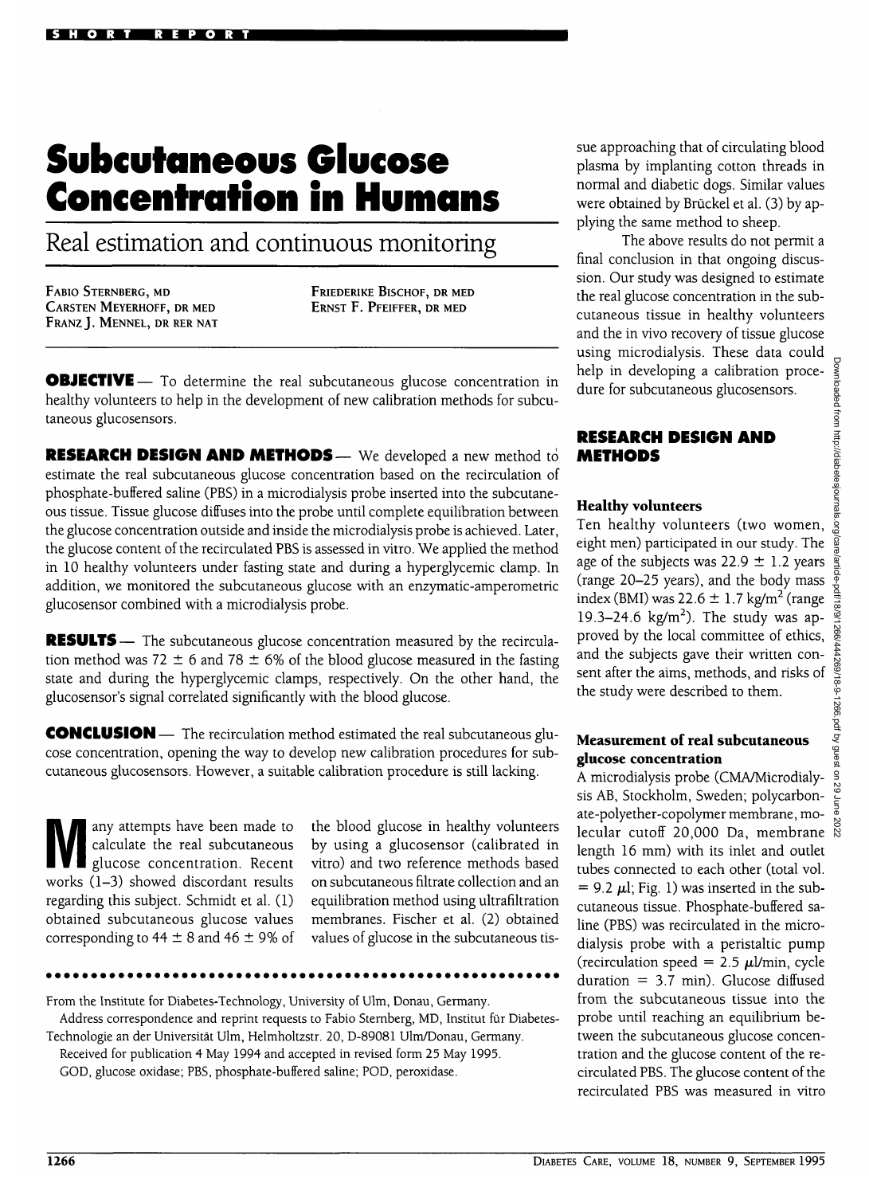SHORT REPORT

# Subcutaneous Glucose Concentration in Humans

## Real estimation and continuous monitoring

FABIO STERNBERG, MD
CARSTEN MEYERHOFF, DR MED
FRANZ J. MENNEL, DR RER NAT
FRIEDERIKE BISCHOF, DR MED
ERNST F. PFEIFFER, DR MED

**OBJECTIVE** — To determine the real subcutaneous glucose concentration in healthy volunteers to help in the development of new calibration methods for subcutaneous glucosensors.

**RESEARCH DESIGN AND METHODS** — We developed a new method to estimate the real subcutaneous glucose concentration based on the recirculation of phosphate-buffered saline (PBS) in a microdialysis probe inserted into the subcutaneous tissue. Tissue glucose diffuses into the probe until complete equilibration between the glucose concentration outside and inside the microdialysis probe is achieved. Later, the glucose content of the recirculated PBS is assessed in vitro. We applied the method in 10 healthy volunteers under fasting state and during a hyperglycemic clamp. In addition, we monitored the subcutaneous glucose with an enzymatic-amperometric glucosensor combined with a microdialysis probe.

**RESULTS** — The subcutaneous glucose concentration measured by the recirculation method was 72 ± 6 and 78 ± 6% of the blood glucose measured in the fasting state and during the hyperglycemic clamps, respectively. On the other hand, the glucosensor's signal correlated significantly with the blood glucose.

**CONCLUSION** — The recirculation method estimated the real subcutaneous glucose concentration, opening the way to develop new calibration procedures for subcutaneous glucosensors. However, a suitable calibration procedure is still lacking.

Many attempts have been made to calculate the real subcutaneous glucose concentration. Recent works (1–3) showed discordant results regarding this subject. Schmidt et al. (1) obtained subcutaneous glucose values corresponding to 44 ± 8 and 46 ± 9% of the blood glucose in healthy volunteers by using a glucosensor (calibrated in vitro) and two reference methods based on subcutaneous filtrate collection and an equilibration method using ultrafiltration membranes. Fischer et al. (2) obtained values of glucose in the subcutaneous tissue approaching that of circulating blood plasma by implanting cotton threads in normal and diabetic dogs. Similar values were obtained by Brückel et al. (3) by applying the same method to sheep.

The above results do not permit a final conclusion in that ongoing discussion. Our study was designed to estimate the real glucose concentration in the subcutaneous tissue in healthy volunteers and the in vivo recovery of tissue glucose using microdialysis. These data could help in developing a calibration procedure for subcutaneous glucosensors.

## RESEARCH DESIGN AND METHODS

### Healthy volunteers

Ten healthy volunteers (two women, eight men) participated in our study. The age of the subjects was 22.9 ± 1.2 years (range 20–25 years), and the body mass index (BMI) was 22.6 ± 1.7 kg/m$^2$ (range 19.3–24.6 kg/m$^2$). The study was approved by the local committee of ethics, and the subjects gave their written consent after the aims, methods, and risks of the study were described to them.

### Measurement of real subcutaneous glucose concentration

A microdialysis probe (CMA/Microdialysis AB, Stockholm, Sweden; polycarbonate-polyether-copolymer membrane, molecular cutoff 20,000 Da, membrane length 16 mm) with its inlet and outlet tubes connected to each other (total vol. = 9.2 μl; Fig. 1) was inserted in the subcutaneous tissue. Phosphate-buffered saline (PBS) was recirculated in the microdialysis probe with a peristaltic pump (recirculation speed = 2.5 μl/min, cycle duration = 3.7 min). Glucose diffused from the subcutaneous tissue into the probe until reaching an equilibrium between the subcutaneous glucose concentration and the glucose content of the recirculated PBS. The glucose content of the recirculated PBS was measured in vitro

From the Institute for Diabetes-Technology, University of Ulm, Donau, Germany.

Address correspondence and reprint requests to Fabio Sternberg, MD, Institut für Diabetes-Technologie an der Universität Ulm, Helmholtzstr. 20, D-89081 Ulm/Donau, Germany.

Received for publication 4 May 1994 and accepted in revised form 25 May 1995.

GOD, glucose oxidase; PBS, phosphate-buffered saline; POD, peroxidase.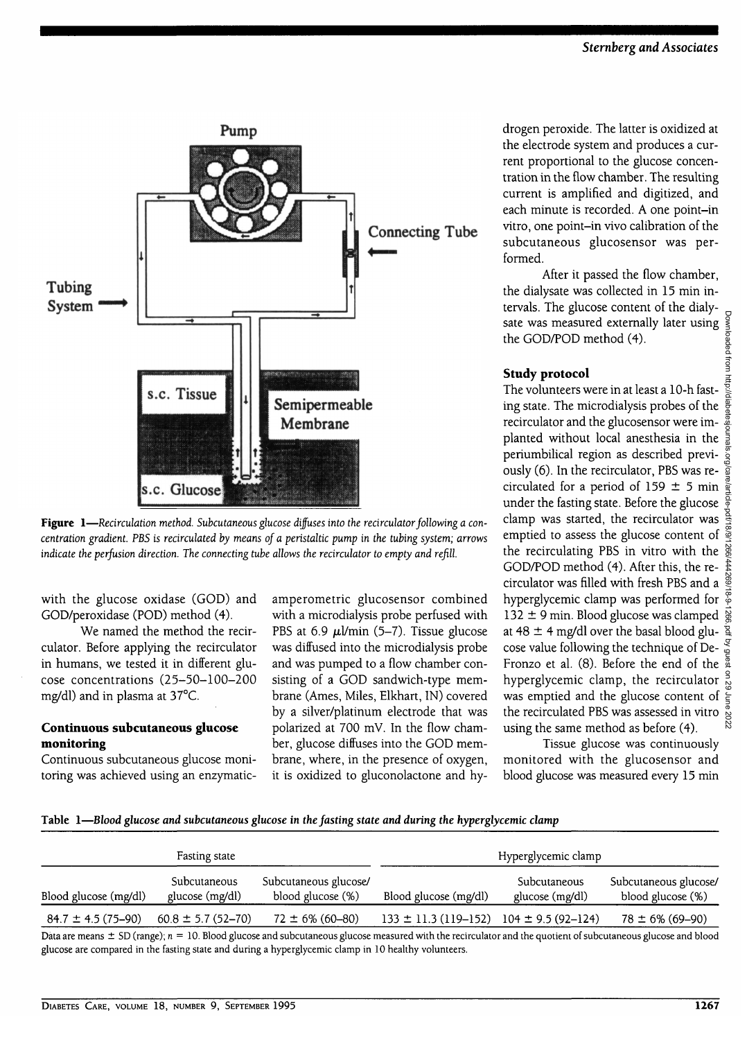**Figure 1**—*Recirculation method. Subcutaneous glucose diffuses into the recirculator following a concentration gradient. PBS is recirculated by means of a peristaltic pump in the tubing system; arrows indicate the perfusion direction. The connecting tube allows the recirculator to empty and refill.*

with the glucose oxidase (GOD) and GOD/peroxidase (POD) method (4).

We named the method the recirculator. Before applying the recirculator in humans, we tested it in different glucose concentrations (25–50–100–200 mg/dl) and in plasma at 37°C.

### Continuous subcutaneous glucose monitoring

Continuous subcutaneous glucose monitoring was achieved using an enzymatic-amperometric glucosensor combined with a microdialysis probe perfused with PBS at 6.9 μl/min (5–7). Tissue glucose was diffused into the microdialysis probe and was pumped to a flow chamber consisting of a GOD sandwich-type membrane (Ames, Miles, Elkhart, IN) covered by a silver/platinum electrode that was polarized at 700 mV. In the flow chamber, glucose diffuses into the GOD membrane, where, in the presence of oxygen, it is oxidized to gluconolactone and hydrogen peroxide. The latter is oxidized at the electrode system and produces a current proportional to the glucose concentration in the flow chamber. The resulting current is amplified and digitized, and each minute is recorded. A one point–in vitro, one point–in vivo calibration of the subcutaneous glucosensor was performed.

After it passed the flow chamber, the dialysate was collected in 15 min intervals. The glucose content of the dialysate was measured externally later using the GOD/POD method (4).

### Study protocol

The volunteers were in at least a 10-h fasting state. The microdialysis probes of the recirculator and the glucosensor were implanted without local anesthesia in the periumbilical region as described previously (6). In the recirculator, PBS was recirculated for a period of 159 ± 5 min under the fasting state. Before the glucose clamp was started, the recirculator was emptied to assess the glucose content of the recirculating PBS in vitro with the GOD/POD method (4). After this, the recirculator was filled with fresh PBS and a hyperglycemic clamp was performed for 132 ± 9 min. Blood glucose was clamped at 48 ± 4 mg/dl over the basal blood glucose value following the technique of DeFronzo et al. (8). Before the end of the hyperglycemic clamp, the recirculator was emptied and the glucose content of the recirculated PBS was assessed in vitro using the same method as before (4).

Tissue glucose was continuously monitored with the glucosensor and blood glucose was measured every 15 min

**Table 1**—*Blood glucose and subcutaneous glucose in the fasting state and during the hyperglycemic clamp*

| Fasting state | | | Hyperglycemic clamp | | |
|---|---|---|---|---|---|
| Blood glucose (mg/dl) | Subcutaneous glucose (mg/dl) | Subcutaneous glucose/ blood glucose (%) | Blood glucose (mg/dl) | Subcutaneous glucose (mg/dl) | Subcutaneous glucose/ blood glucose (%) |
| 84.7 ± 4.5 (75–90) | 60.8 ± 5.7 (52–70) | 72 ± 6% (60–80) | 133 ± 11.3 (119–152) | 104 ± 9.5 (92–124) | 78 ± 6% (69–90) |

Data are means ± SD (range); $n = 10$. Blood glucose and subcutaneous glucose measured with the recirculator and the quotient of subcutaneous glucose and blood glucose are compared in the fasting state and during a hyperglycemic clamp in 10 healthy volunteers.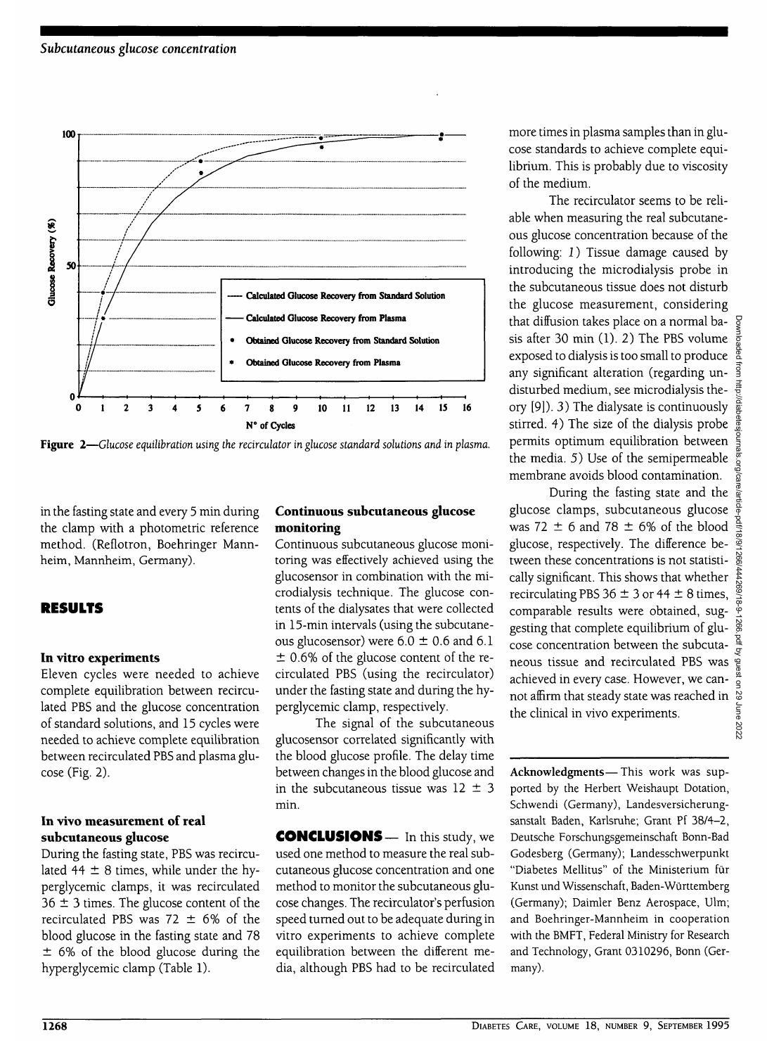Figure 2—*Glucose equilibration using the recirculator in glucose standard solutions and in plasma.*

in the fasting state and every 5 min during the clamp with a photometric reference method. (Reflotron, Boehringer Mannheim, Mannheim, Germany).

## RESULTS

### In vitro experiments

Eleven cycles were needed to achieve complete equilibration between recirculated PBS and the glucose concentration of standard solutions, and 15 cycles were needed to achieve complete equilibration between recirculated PBS and plasma glucose (Fig. 2).

### In vivo measurement of real subcutaneous glucose

During the fasting state, PBS was recirculated 44 ± 8 times, while under the hyperglycemic clamps, it was recirculated 36 ± 3 times. The glucose content of the recirculated PBS was 72 ± 6% of the blood glucose in the fasting state and 78 ± 6% of the blood glucose during the hyperglycemic clamp (Table 1).

### Continuous subcutaneous glucose monitoring

Continuous subcutaneous glucose monitoring was effectively achieved using the glucosensor in combination with the microdialysis technique. The glucose contents of the dialysates that were collected in 15-min intervals (using the subcutaneous glucosensor) were 6.0 ± 0.6 and 6.1 ± 0.6% of the glucose content of the recirculated PBS (using the recirculator) under the fasting state and during the hyperglycemic clamp, respectively.

The signal of the subcutaneous glucosensor correlated significantly with the blood glucose profile. The delay time between changes in the blood glucose and in the subcutaneous tissue was 12 ± 3 min.

**CONCLUSIONS** — In this study, we used one method to measure the real subcutaneous glucose concentration and one method to monitor the subcutaneous glucose changes. The recirculator's perfusion speed turned out to be adequate during in vitro experiments to achieve complete equilibration between the different media, although PBS had to be recirculated more times in plasma samples than in glucose standards to achieve complete equilibrium. This is probably due to viscosity of the medium.

The recirculator seems to be reliable when measuring the real subcutaneous glucose concentration because of the following: *1*) Tissue damage caused by introducing the microdialysis probe in the subcutaneous tissue does not disturb the glucose measurement, considering that diffusion takes place on a normal basis after 30 min (1). *2*) The PBS volume exposed to dialysis is too small to produce any significant alteration (regarding undisturbed medium, see microdialysis theory [9]). *3*) The dialysate is continuously stirred. *4*) The size of the dialysis probe permits optimum equilibration between the media. *5*) Use of the semipermeable membrane avoids blood contamination.

During the fasting state and the glucose clamps, subcutaneous glucose was 72 ± 6 and 78 ± 6% of the blood glucose, respectively. The difference between these concentrations is not statistically significant. This shows that whether recirculating PBS 36 ± 3 or 44 ± 8 times, comparable results were obtained, suggesting that complete equilibrium of glucose concentration between the subcutaneous tissue and recirculated PBS was achieved in every case. However, we cannot affirm that steady state was reached in the clinical in vivo experiments.

**Acknowledgments**— This work was supported by the Herbert Weishaupt Dotation, Schwendi (Germany), Landesversicherungsanstalt Baden, Karlsruhe; Grant Pf 38/4–2, Deutsche Forschungsgemeinschaft Bonn-Bad Godesberg (Germany); Landesschwerpunkt "Diabetes Mellitus" of the Ministerium für Kunst und Wissenschaft, Baden-Württemberg (Germany); Daimler Benz Aerospace, Ulm; and Boehringer-Mannheim in cooperation with the BMFT, Federal Ministry for Research and Technology, Grant 0310296, Bonn (Germany).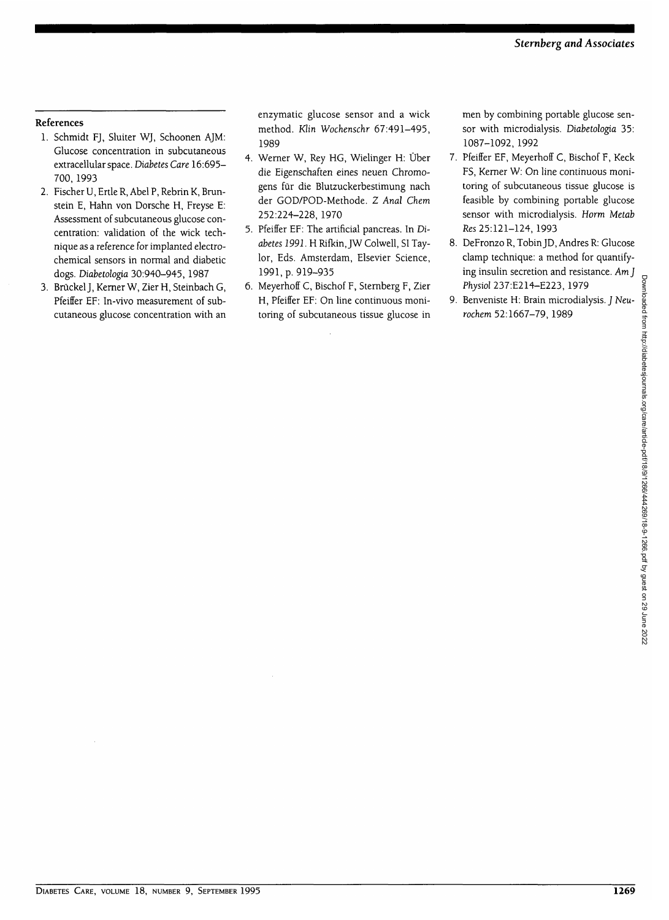## References

1. Schmidt FJ, Sluiter WJ, Schoonen AJM: Glucose concentration in subcutaneous extracellular space. *Diabetes Care* 16:695–700, 1993
2. Fischer U, Ertle R, Abel P, Rebrin K, Brunstein E, Hahn von Dorsche H, Freyse E: Assessment of subcutaneous glucose concentration: validation of the wick technique as a reference for implanted electrochemical sensors in normal and diabetic dogs. *Diabetologia* 30:940–945, 1987
3. Brückel J, Kerner W, Zier H, Steinbach G, Pfeiffer EF: In-vivo measurement of subcutaneous glucose concentration with an enzymatic glucose sensor and a wick method. *Klin Wochenschr* 67:491–495, 1989
4. Werner W, Rey HG, Wielinger H: Über die Eigenschaften eines neuen Chromogens für die Blutzuckerbestimung nach der GOD/POD-Methode. *Z Anal Chem* 252:224–228, 1970
5. Pfeiffer EF: The artificial pancreas. In *Diabetes 1991*. H Rifkin, JW Colwell, SI Taylor, Eds. Amsterdam, Elsevier Science, 1991, p. 919–935
6. Meyerhoff C, Bischof F, Sternberg F, Zier H, Pfeiffer EF: On line continuous monitoring of subcutaneous tissue glucose in men by combining portable glucose sensor with microdialysis. *Diabetologia* 35: 1087–1092, 1992
7. Pfeiffer EF, Meyerhoff C, Bischof F, Keck FS, Kerner W: On line continuous monitoring of subcutaneous tissue glucose is feasible by combining portable glucose sensor with microdialysis. *Horm Metab Res* 25:121–124, 1993
8. DeFronzo R, Tobin JD, Andres R: Glucose clamp technique: a method for quantifying insulin secretion and resistance. *Am J Physiol* 237:E214–E223, 1979
9. Benveniste H: Brain microdialysis. *J Neurochem* 52:1667–79, 1989